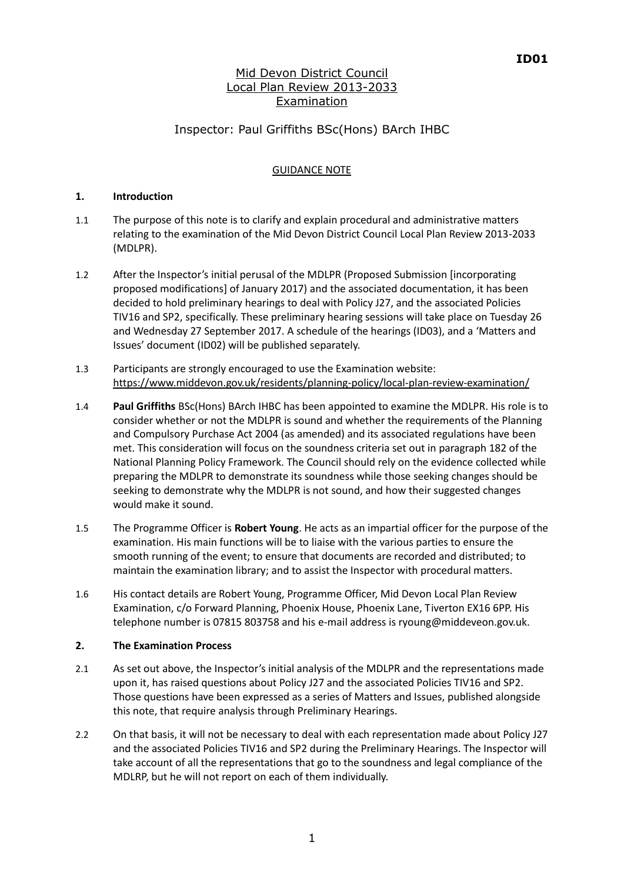**ID01**

# Mid Devon District Council
# Local Plan Review 2013-2033
# Examination

## Inspector: Paul Griffiths BSc(Hons) BArch IHBC

## GUIDANCE NOTE

### 1. Introduction

1.1 The purpose of this note is to clarify and explain procedural and administrative matters relating to the examination of the Mid Devon District Council Local Plan Review 2013-2033 (MDLPR).

1.2 After the Inspector's initial perusal of the MDLPR (Proposed Submission [incorporating proposed modifications] of January 2017) and the associated documentation, it has been decided to hold preliminary hearings to deal with Policy J27, and the associated Policies TIV16 and SP2, specifically. These preliminary hearing sessions will take place on Tuesday 26 and Wednesday 27 September 2017. A schedule of the hearings (ID03), and a 'Matters and Issues' document (ID02) will be published separately.

1.3 Participants are strongly encouraged to use the Examination website: https://www.middevon.gov.uk/residents/planning-policy/local-plan-review-examination/

1.4 **Paul Griffiths** BSc(Hons) BArch IHBC has been appointed to examine the MDLPR. His role is to consider whether or not the MDLPR is sound and whether the requirements of the Planning and Compulsory Purchase Act 2004 (as amended) and its associated regulations have been met. This consideration will focus on the soundness criteria set out in paragraph 182 of the National Planning Policy Framework. The Council should rely on the evidence collected while preparing the MDLPR to demonstrate its soundness while those seeking changes should be seeking to demonstrate why the MDLPR is not sound, and how their suggested changes would make it sound.

1.5 The Programme Officer is **Robert Young**. He acts as an impartial officer for the purpose of the examination. His main functions will be to liaise with the various parties to ensure the smooth running of the event; to ensure that documents are recorded and distributed; to maintain the examination library; and to assist the Inspector with procedural matters.

1.6 His contact details are Robert Young, Programme Officer, Mid Devon Local Plan Review Examination, c/o Forward Planning, Phoenix House, Phoenix Lane, Tiverton EX16 6PP. His telephone number is 07815 803758 and his e-mail address is ryoung@middeveon.gov.uk.

### 2. The Examination Process

2.1 As set out above, the Inspector's initial analysis of the MDLPR and the representations made upon it, has raised questions about Policy J27 and the associated Policies TIV16 and SP2. Those questions have been expressed as a series of Matters and Issues, published alongside this note, that require analysis through Preliminary Hearings.

2.2 On that basis, it will not be necessary to deal with each representation made about Policy J27 and the associated Policies TIV16 and SP2 during the Preliminary Hearings. The Inspector will take account of all the representations that go to the soundness and legal compliance of the MDLRP, but he will not report on each of them individually.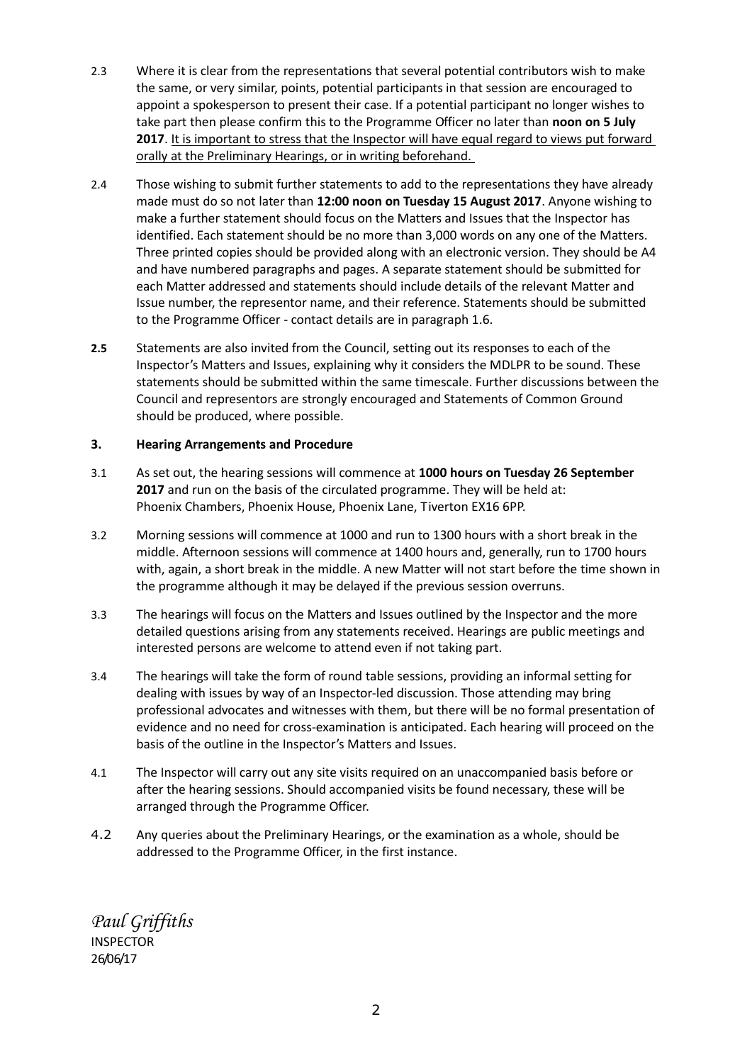2.3 Where it is clear from the representations that several potential contributors wish to make the same, or very similar, points, potential participants in that session are encouraged to appoint a spokesperson to present their case. If a potential participant no longer wishes to take part then please confirm this to the Programme Officer no later than **noon on 5 July 2017**. <u>It is important to stress that the Inspector will have equal regard to views put forward orally at the Preliminary Hearings, or in writing beforehand.</u>

2.4 Those wishing to submit further statements to add to the representations they have already made must do so not later than **12:00 noon on Tuesday 15 August 2017**. Anyone wishing to make a further statement should focus on the Matters and Issues that the Inspector has identified. Each statement should be no more than 3,000 words on any one of the Matters. Three printed copies should be provided along with an electronic version. They should be A4 and have numbered paragraphs and pages. A separate statement should be submitted for each Matter addressed and statements should include details of the relevant Matter and Issue number, the representor name, and their reference. Statements should be submitted to the Programme Officer - contact details are in paragraph 1.6.

**2.5** Statements are also invited from the Council, setting out its responses to each of the Inspector's Matters and Issues, explaining why it considers the MDLPR to be sound. These statements should be submitted within the same timescale. Further discussions between the Council and representors are strongly encouraged and Statements of Common Ground should be produced, where possible.

### 3. Hearing Arrangements and Procedure

3.1 As set out, the hearing sessions will commence at **1000 hours on Tuesday 26 September 2017** and run on the basis of the circulated programme. They will be held at: Phoenix Chambers, Phoenix House, Phoenix Lane, Tiverton EX16 6PP.

3.2 Morning sessions will commence at 1000 and run to 1300 hours with a short break in the middle. Afternoon sessions will commence at 1400 hours and, generally, run to 1700 hours with, again, a short break in the middle. A new Matter will not start before the time shown in the programme although it may be delayed if the previous session overruns.

3.3 The hearings will focus on the Matters and Issues outlined by the Inspector and the more detailed questions arising from any statements received. Hearings are public meetings and interested persons are welcome to attend even if not taking part.

3.4 The hearings will take the form of round table sessions, providing an informal setting for dealing with issues by way of an Inspector-led discussion. Those attending may bring professional advocates and witnesses with them, but there will be no formal presentation of evidence and no need for cross-examination is anticipated. Each hearing will proceed on the basis of the outline in the Inspector's Matters and Issues.

4.1 The Inspector will carry out any site visits required on an unaccompanied basis before or after the hearing sessions. Should accompanied visits be found necessary, these will be arranged through the Programme Officer.

4.2 Any queries about the Preliminary Hearings, or the examination as a whole, should be addressed to the Programme Officer, in the first instance.

*Paul Griffiths*
INSPECTOR
26/06/17